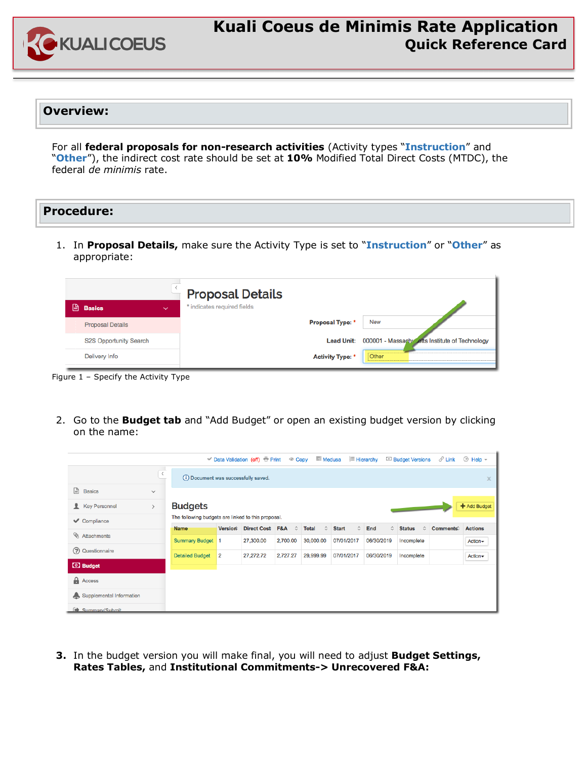# Kuali Coeus de Minimis Rate Application
## Quick Reference Card

## Overview:

For all **federal proposals for non-research activities** (Activity types "**Instruction**" and "**Other**"), the indirect cost rate should be set at **10%** Modified Total Direct Costs (MTDC), the federal *de minimis* rate.

## Procedure:

1. In **Proposal Details,** make sure the Activity Type is set to "**Instruction**" or "**Other**" as appropriate:

Figure 1 – Specify the Activity Type

2. Go to the **Budget tab** and "Add Budget" or open an existing budget version by clicking on the name:

3. In the budget version you will make final, you will need to adjust **Budget Settings, Rates Tables,** and **Institutional Commitments-> Unrecovered F&A:**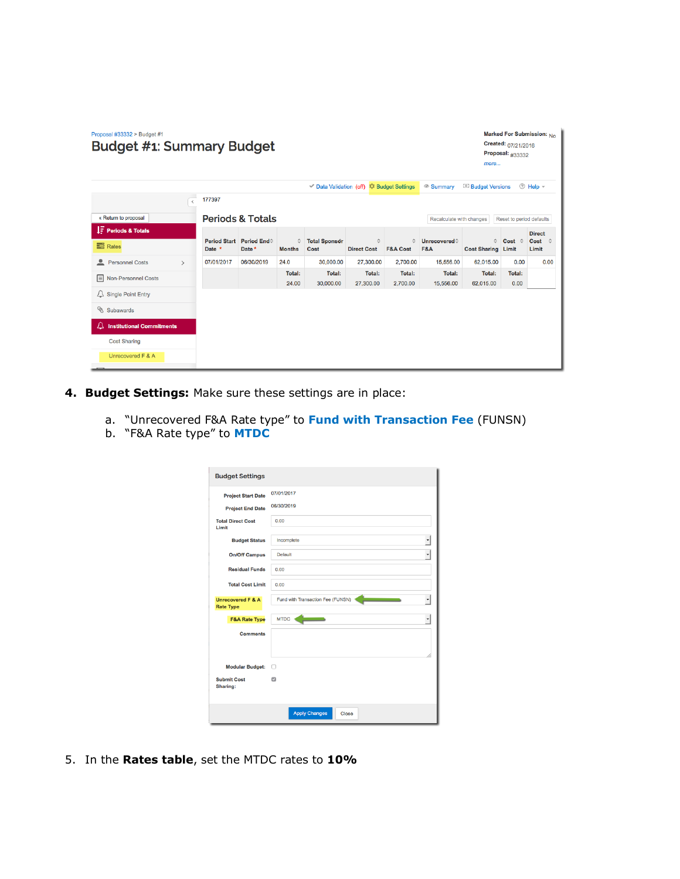4. **Budget Settings:** Make sure these settings are in place:

   a. "Unrecovered F&A Rate type" to **Fund with Transaction Fee** (FUNSN)
   b. "F&A Rate type" to **MTDC**

5. In the **Rates table**, set the MTDC rates to **10%**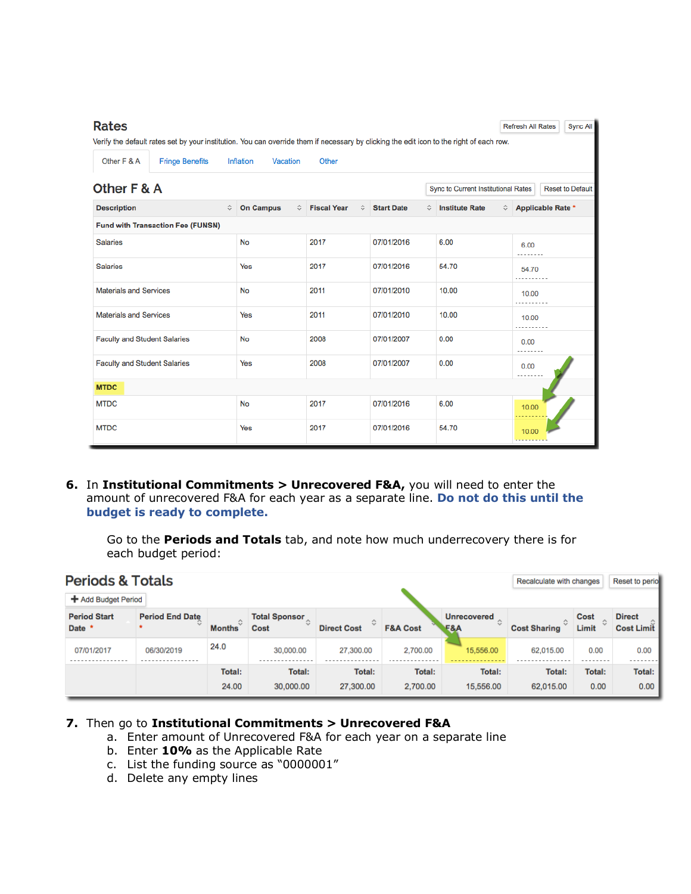## Rates

Refresh All Rates | Sync All

Verify the default rates set by your institution. You can override them if necessary by clicking the edit icon to the right of each row.

Other F & A | Fringe Benefits | Inflation | Vacation | Other

### Other F & A

Sync to Current Institutional Rates | Reset to Default

| Description | On Campus | Fiscal Year | Start Date | Institute Rate | Applicable Rate * |
|---|---|---|---|---|---|
| **Fund with Transaction Fee (FUNSN)** | | | | | |
| Salaries | No | 2017 | 07/01/2016 | 6.00 | 6.00 |
| Salaries | Yes | 2017 | 07/01/2016 | 54.70 | 54.70 |
| Materials and Services | No | 2011 | 07/01/2010 | 10.00 | 10.00 |
| Materials and Services | Yes | 2011 | 07/01/2010 | 10.00 | 10.00 |
| Faculty and Student Salaries | No | 2008 | 07/01/2007 | 0.00 | 0.00 |
| Faculty and Student Salaries | Yes | 2008 | 07/01/2007 | 0.00 | 0.00 |
| **MTDC** | | | | | |
| MTDC | No | 2017 | 07/01/2016 | 6.00 | 10.00 |
| MTDC | Yes | 2017 | 07/01/2016 | 54.70 | 10.00 |

6. In **Institutional Commitments > Unrecovered F&A,** you will need to enter the amount of unrecovered F&A for each year as a separate line. **Do not do this until the budget is ready to complete.**

   Go to the **Periods and Totals** tab, and note how much underrecovery there is for each budget period:

## Periods & Totals

Recalculate with changes | Reset to period

+ Add Budget Period

| Period Start Date * | Period End Date * | Months | Total Sponsor Cost | Direct Cost | F&A Cost | Unrecovered F&A | Cost Sharing | Cost Limit | Direct Cost Limit |
|---|---|---|---|---|---|---|---|---|---|
| 07/01/2017 | 06/30/2019 | 24.0 | 30,000.00 | 27,300.00 | 2,700.00 | 15,556.00 | 62,015.00 | 0.00 | 0.00 |
| | | Total: 24.00 | Total: 30,000.00 | Total: 27,300.00 | Total: 2,700.00 | Total: 15,556.00 | Total: 62,015.00 | Total: 0.00 | Total: 0.00 |

7. Then go to **Institutional Commitments > Unrecovered F&A**
   a. Enter amount of Unrecovered F&A for each year on a separate line
   b. Enter **10%** as the Applicable Rate
   c. List the funding source as "0000001"
   d. Delete any empty lines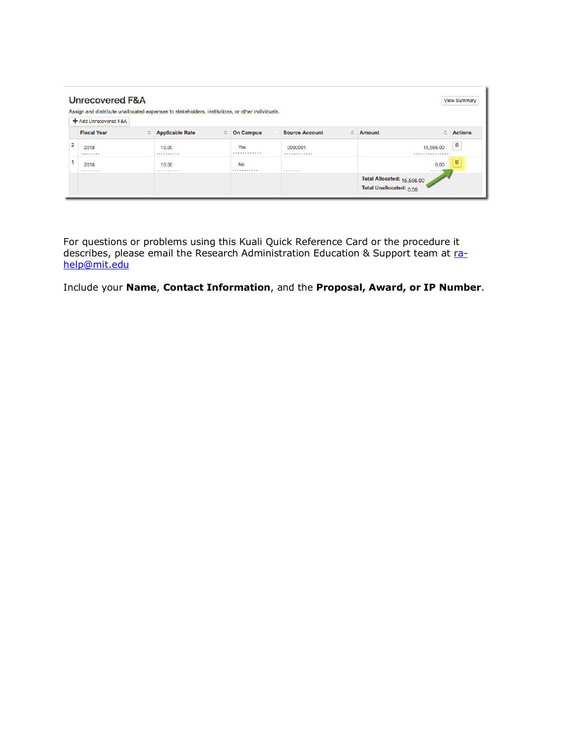## Unrecovered F&A

View Summary

Assign and distribute unallocated expenses to stakeholders, institutions, or other individuals.

+ Add Unrecovered F&A

| | Fiscal Year | Applicable Rate | On Campus | Source Account | Amount | Actions |
|---|---|---|---|---|---|---|
| 2 | 2018 | 10.00 | Yes | 0000001 | 15,556.00 | 🗑 |
| 1 | 2018 | 10.00 | No | | 0.00 | 🗑 |
| | | | | | Total Allocated: 15,556.00<br>Total Unallocated: 0.00 | |

For questions or problems using this Kuali Quick Reference Card or the procedure it describes, please email the Research Administration Education & Support team at [ra-help@mit.edu](mailto:ra-help@mit.edu)

Include your **Name**, **Contact Information**, and the **Proposal, Award, or IP Number**.